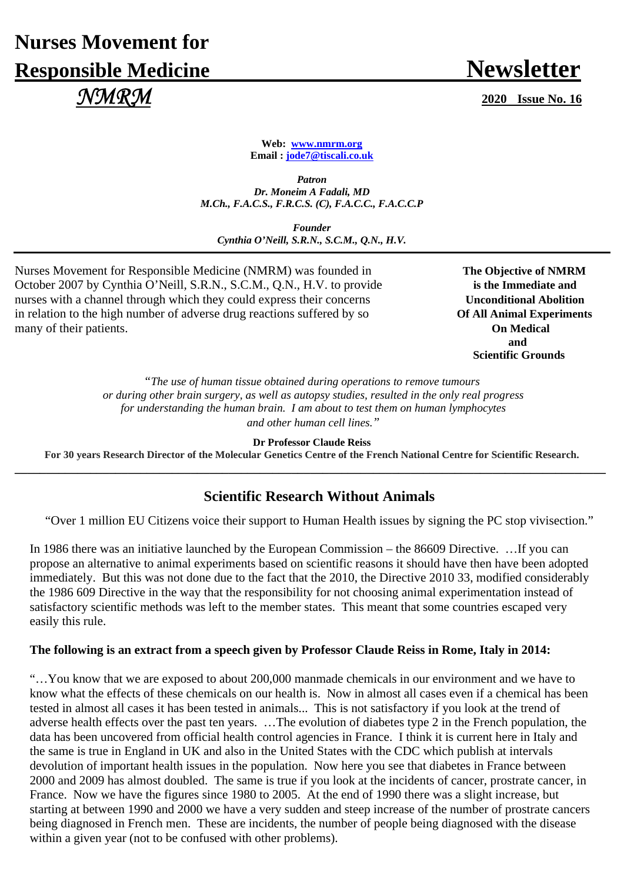# Nurses Movement for Responsible Medicine

# Newsletter

*NMRM*

**2020 Issue No. 16**

**Web: www.nmrm.org**
**Email : jode7@tiscali.co.uk**

***Patron***
***Dr. Moneim A Fadali, MD***
***M.Ch., F.A.C.S., F.R.C.S. (C), F.A.C.C., F.A.C.C.P***

***Founder***
***Cynthia O'Neill, S.R.N., S.C.M., Q.N., H.V.***

Nurses Movement for Responsible Medicine (NMRM) was founded in October 2007 by Cynthia O'Neill, S.R.N., S.C.M., Q.N., H.V. to provide nurses with a channel through which they could express their concerns in relation to the high number of adverse drug reactions suffered by so many of their patients.

**The Objective of NMRM is the Immediate and Unconditional Abolition Of All Animal Experiments On Medical and Scientific Grounds**

"*The use of human tissue obtained during operations to remove tumours or during other brain surgery, as well as autopsy studies, resulted in the only real progress for understanding the human brain. I am about to test them on human lymphocytes and other human cell lines.*"

**Dr Professor Claude Reiss**
**For 30 years Research Director of the Molecular Genetics Centre of the French National Centre for Scientific Research.**

---

## Scientific Research Without Animals

"Over 1 million EU Citizens voice their support to Human Health issues by signing the PC stop vivisection."

In 1986 there was an initiative launched by the European Commission – the 86609 Directive. …If you can propose an alternative to animal experiments based on scientific reasons it should have then have been adopted immediately. But this was not done due to the fact that the 2010, the Directive 2010 33, modified considerably the 1986 609 Directive in the way that the responsibility for not choosing animal experimentation instead of satisfactory scientific methods was left to the member states. This meant that some countries escaped very easily this rule.

**The following is an extract from a speech given by Professor Claude Reiss in Rome, Italy in 2014:**

"…You know that we are exposed to about 200,000 manmade chemicals in our environment and we have to know what the effects of these chemicals on our health is. Now in almost all cases even if a chemical has been tested in almost all cases it has been tested in animals... This is not satisfactory if you look at the trend of adverse health effects over the past ten years. …The evolution of diabetes type 2 in the French population, the data has been uncovered from official health control agencies in France. I think it is current here in Italy and the same is true in England in UK and also in the United States with the CDC which publish at intervals devolution of important health issues in the population. Now here you see that diabetes in France between 2000 and 2009 has almost doubled. The same is true if you look at the incidents of cancer, prostrate cancer, in France. Now we have the figures since 1980 to 2005. At the end of 1990 there was a slight increase, but starting at between 1990 and 2000 we have a very sudden and steep increase of the number of prostrate cancers being diagnosed in French men. These are incidents, the number of people being diagnosed with the disease within a given year (not to be confused with other problems).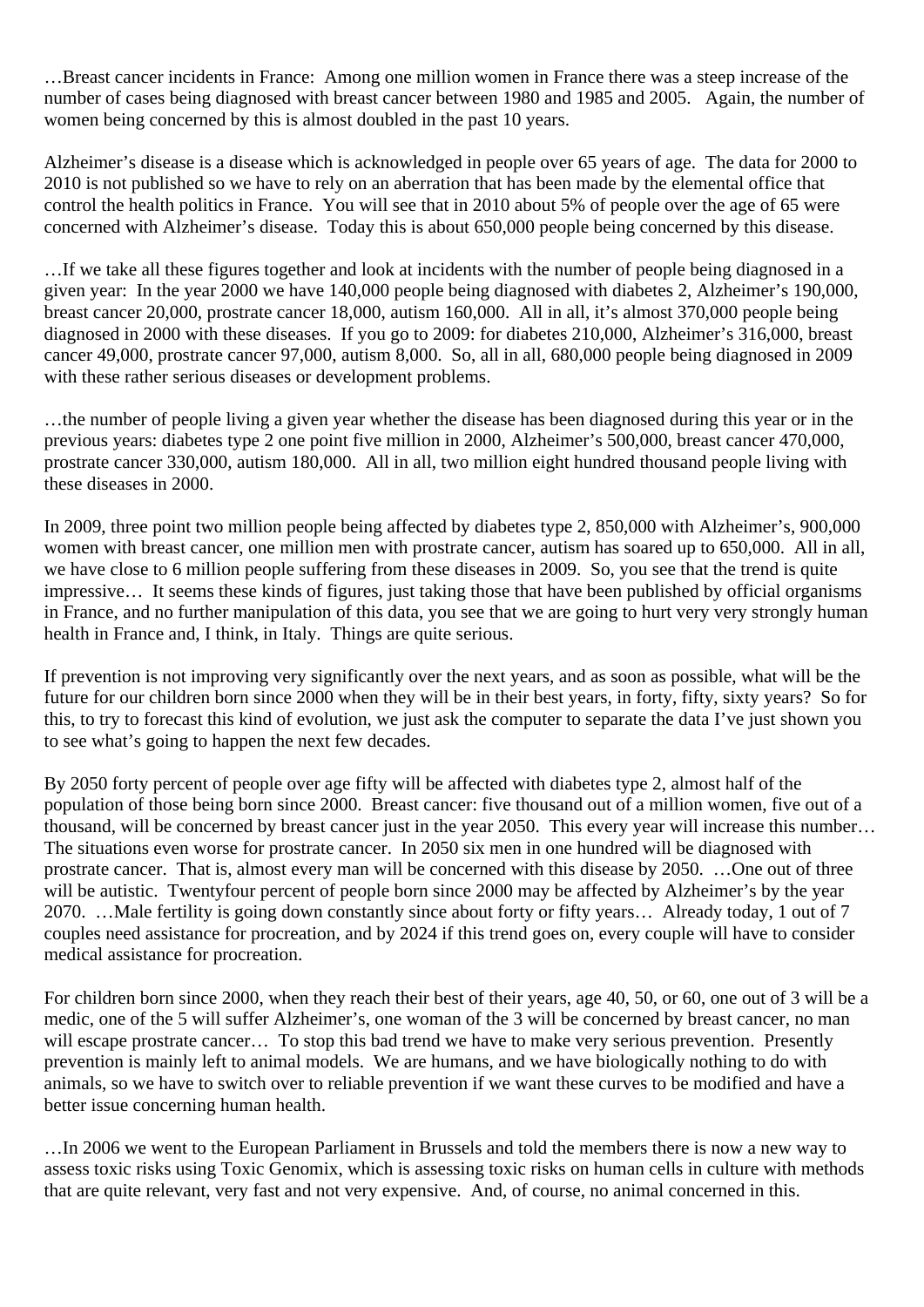…Breast cancer incidents in France: Among one million women in France there was a steep increase of the number of cases being diagnosed with breast cancer between 1980 and 1985 and 2005. Again, the number of women being concerned by this is almost doubled in the past 10 years.

Alzheimer's disease is a disease which is acknowledged in people over 65 years of age. The data for 2000 to 2010 is not published so we have to rely on an aberration that has been made by the elemental office that control the health politics in France. You will see that in 2010 about 5% of people over the age of 65 were concerned with Alzheimer's disease. Today this is about 650,000 people being concerned by this disease.

…If we take all these figures together and look at incidents with the number of people being diagnosed in a given year: In the year 2000 we have 140,000 people being diagnosed with diabetes 2, Alzheimer's 190,000, breast cancer 20,000, prostrate cancer 18,000, autism 160,000. All in all, it's almost 370,000 people being diagnosed in 2000 with these diseases. If you go to 2009: for diabetes 210,000, Alzheimer's 316,000, breast cancer 49,000, prostrate cancer 97,000, autism 8,000. So, all in all, 680,000 people being diagnosed in 2009 with these rather serious diseases or development problems.

…the number of people living a given year whether the disease has been diagnosed during this year or in the previous years: diabetes type 2 one point five million in 2000, Alzheimer's 500,000, breast cancer 470,000, prostrate cancer 330,000, autism 180,000. All in all, two million eight hundred thousand people living with these diseases in 2000.

In 2009, three point two million people being affected by diabetes type 2, 850,000 with Alzheimer's, 900,000 women with breast cancer, one million men with prostrate cancer, autism has soared up to 650,000. All in all, we have close to 6 million people suffering from these diseases in 2009. So, you see that the trend is quite impressive… It seems these kinds of figures, just taking those that have been published by official organisms in France, and no further manipulation of this data, you see that we are going to hurt very very strongly human health in France and, I think, in Italy. Things are quite serious.

If prevention is not improving very significantly over the next years, and as soon as possible, what will be the future for our children born since 2000 when they will be in their best years, in forty, fifty, sixty years? So for this, to try to forecast this kind of evolution, we just ask the computer to separate the data I've just shown you to see what's going to happen the next few decades.

By 2050 forty percent of people over age fifty will be affected with diabetes type 2, almost half of the population of those being born since 2000. Breast cancer: five thousand out of a million women, five out of a thousand, will be concerned by breast cancer just in the year 2050. This every year will increase this number… The situations even worse for prostrate cancer. In 2050 six men in one hundred will be diagnosed with prostrate cancer. That is, almost every man will be concerned with this disease by 2050. …One out of three will be autistic. Twentyfour percent of people born since 2000 may be affected by Alzheimer's by the year 2070. …Male fertility is going down constantly since about forty or fifty years… Already today, 1 out of 7 couples need assistance for procreation, and by 2024 if this trend goes on, every couple will have to consider medical assistance for procreation.

For children born since 2000, when they reach their best of their years, age 40, 50, or 60, one out of 3 will be a medic, one of the 5 will suffer Alzheimer's, one woman of the 3 will be concerned by breast cancer, no man will escape prostrate cancer… To stop this bad trend we have to make very serious prevention. Presently prevention is mainly left to animal models. We are humans, and we have biologically nothing to do with animals, so we have to switch over to reliable prevention if we want these curves to be modified and have a better issue concerning human health.

…In 2006 we went to the European Parliament in Brussels and told the members there is now a new way to assess toxic risks using Toxic Genomix, which is assessing toxic risks on human cells in culture with methods that are quite relevant, very fast and not very expensive. And, of course, no animal concerned in this.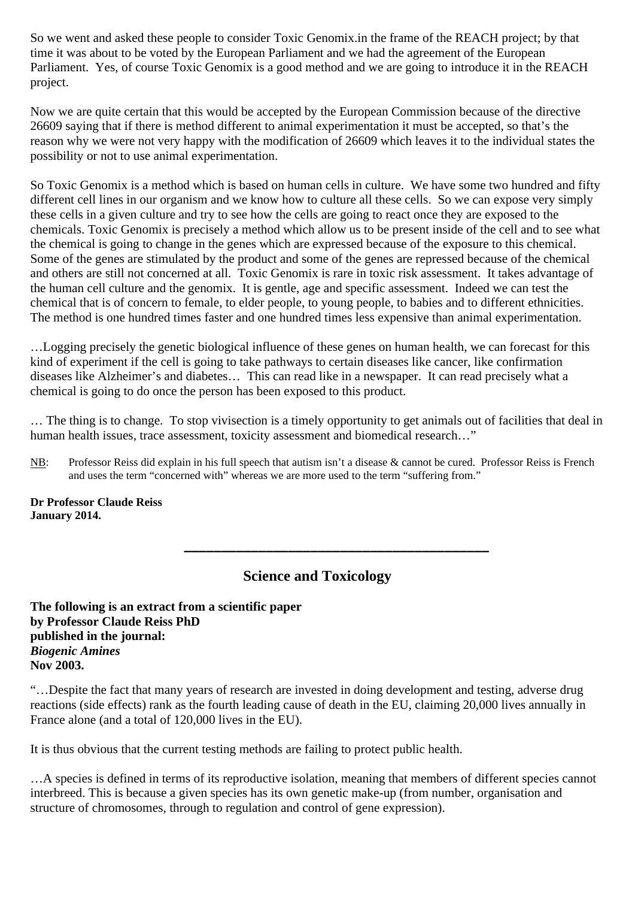So we went and asked these people to consider Toxic Genomix.in the frame of the REACH project; by that time it was about to be voted by the European Parliament and we had the agreement of the European Parliament. Yes, of course Toxic Genomix is a good method and we are going to introduce it in the REACH project.

Now we are quite certain that this would be accepted by the European Commission because of the directive 26609 saying that if there is method different to animal experimentation it must be accepted, so that's the reason why we were not very happy with the modification of 26609 which leaves it to the individual states the possibility or not to use animal experimentation.

So Toxic Genomix is a method which is based on human cells in culture. We have some two hundred and fifty different cell lines in our organism and we know how to culture all these cells. So we can expose very simply these cells in a given culture and try to see how the cells are going to react once they are exposed to the chemicals. Toxic Genomix is precisely a method which allow us to be present inside of the cell and to see what the chemical is going to change in the genes which are expressed because of the exposure to this chemical. Some of the genes are stimulated by the product and some of the genes are repressed because of the chemical and others are still not concerned at all. Toxic Genomix is rare in toxic risk assessment. It takes advantage of the human cell culture and the genomix. It is gentle, age and specific assessment. Indeed we can test the chemical that is of concern to female, to elder people, to young people, to babies and to different ethnicities. The method is one hundred times faster and one hundred times less expensive than animal experimentation.

…Logging precisely the genetic biological influence of these genes on human health, we can forecast for this kind of experiment if the cell is going to take pathways to certain diseases like cancer, like confirmation diseases like Alzheimer's and diabetes… This can read like in a newspaper. It can read precisely what a chemical is going to do once the person has been exposed to this product.

… The thing is to change. To stop vivisection is a timely opportunity to get animals out of facilities that deal in human health issues, trace assessment, toxicity assessment and biomedical research…"

NB: Professor Reiss did explain in his full speech that autism isn't a disease & cannot be cured. Professor Reiss is French and uses the term "concerned with" whereas we are more used to the term "suffering from."

**Dr Professor Claude Reiss**
**January 2014.**

---

## Science and Toxicology

**The following is an extract from a scientific paper**
**by Professor Claude Reiss PhD**
**published in the journal:**
***Biogenic Amines***
**Nov 2003.**

"…Despite the fact that many years of research are invested in doing development and testing, adverse drug reactions (side effects) rank as the fourth leading cause of death in the EU, claiming 20,000 lives annually in France alone (and a total of 120,000 lives in the EU).

It is thus obvious that the current testing methods are failing to protect public health.

…A species is defined in terms of its reproductive isolation, meaning that members of different species cannot interbreed. This is because a given species has its own genetic make-up (from number, organisation and structure of chromosomes, through to regulation and control of gene expression).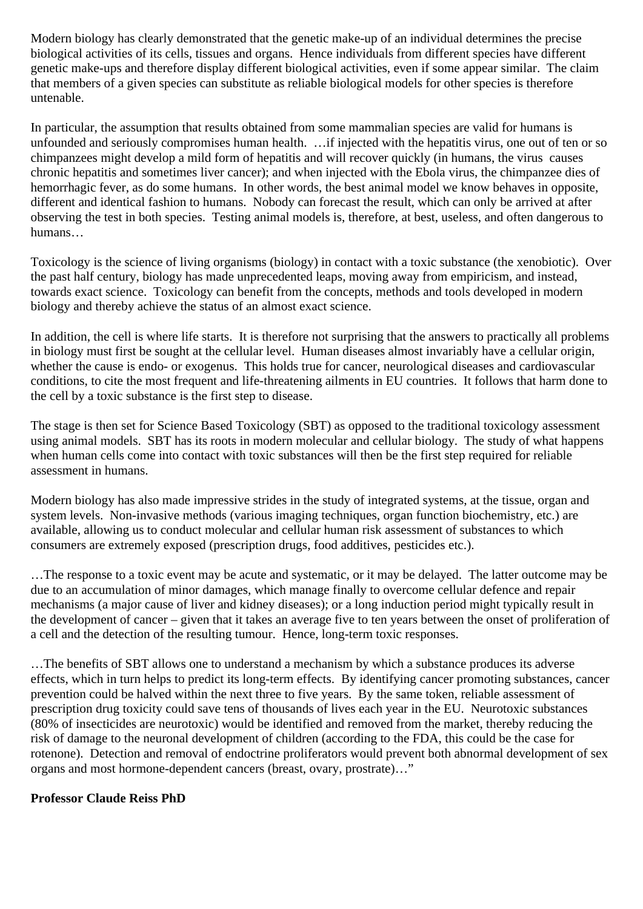Modern biology has clearly demonstrated that the genetic make-up of an individual determines the precise biological activities of its cells, tissues and organs. Hence individuals from different species have different genetic make-ups and therefore display different biological activities, even if some appear similar. The claim that members of a given species can substitute as reliable biological models for other species is therefore untenable.

In particular, the assumption that results obtained from some mammalian species are valid for humans is unfounded and seriously compromises human health. …if injected with the hepatitis virus, one out of ten or so chimpanzees might develop a mild form of hepatitis and will recover quickly (in humans, the virus causes chronic hepatitis and sometimes liver cancer); and when injected with the Ebola virus, the chimpanzee dies of hemorrhagic fever, as do some humans. In other words, the best animal model we know behaves in opposite, different and identical fashion to humans. Nobody can forecast the result, which can only be arrived at after observing the test in both species. Testing animal models is, therefore, at best, useless, and often dangerous to humans…

Toxicology is the science of living organisms (biology) in contact with a toxic substance (the xenobiotic). Over the past half century, biology has made unprecedented leaps, moving away from empiricism, and instead, towards exact science. Toxicology can benefit from the concepts, methods and tools developed in modern biology and thereby achieve the status of an almost exact science.

In addition, the cell is where life starts. It is therefore not surprising that the answers to practically all problems in biology must first be sought at the cellular level. Human diseases almost invariably have a cellular origin, whether the cause is endo- or exogenus. This holds true for cancer, neurological diseases and cardiovascular conditions, to cite the most frequent and life-threatening ailments in EU countries. It follows that harm done to the cell by a toxic substance is the first step to disease.

The stage is then set for Science Based Toxicology (SBT) as opposed to the traditional toxicology assessment using animal models. SBT has its roots in modern molecular and cellular biology. The study of what happens when human cells come into contact with toxic substances will then be the first step required for reliable assessment in humans.

Modern biology has also made impressive strides in the study of integrated systems, at the tissue, organ and system levels. Non-invasive methods (various imaging techniques, organ function biochemistry, etc.) are available, allowing us to conduct molecular and cellular human risk assessment of substances to which consumers are extremely exposed (prescription drugs, food additives, pesticides etc.).

…The response to a toxic event may be acute and systematic, or it may be delayed. The latter outcome may be due to an accumulation of minor damages, which manage finally to overcome cellular defence and repair mechanisms (a major cause of liver and kidney diseases); or a long induction period might typically result in the development of cancer – given that it takes an average five to ten years between the onset of proliferation of a cell and the detection of the resulting tumour. Hence, long-term toxic responses.

…The benefits of SBT allows one to understand a mechanism by which a substance produces its adverse effects, which in turn helps to predict its long-term effects. By identifying cancer promoting substances, cancer prevention could be halved within the next three to five years. By the same token, reliable assessment of prescription drug toxicity could save tens of thousands of lives each year in the EU. Neurotoxic substances (80% of insecticides are neurotoxic) would be identified and removed from the market, thereby reducing the risk of damage to the neuronal development of children (according to the FDA, this could be the case for rotenone). Detection and removal of endocrine proliferators would prevent both abnormal development of sex organs and most hormone-dependent cancers (breast, ovary, prostrate)…"

**Professor Claude Reiss PhD**